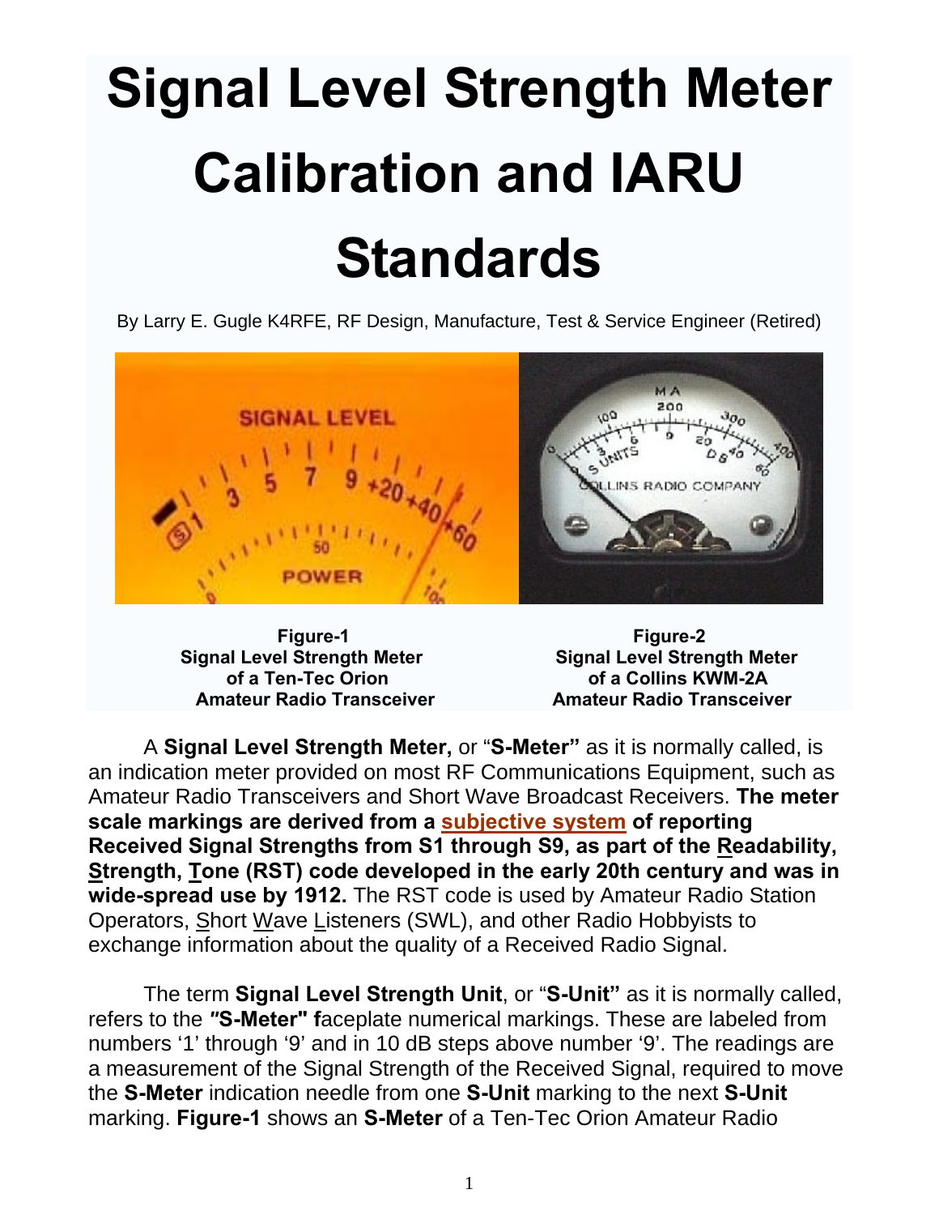# Signal Level Strength Meter Calibration and IARU Standards

By Larry E. Gugle K4RFE, RF Design, Manufacture, Test & Service Engineer (Retired)

**Figure-1**
**Signal Level Strength Meter of a Ten-Tec Orion Amateur Radio Transceiver**

**Figure-2**
**Signal Level Strength Meter of a Collins KWM-2A Amateur Radio Transceiver**

A **Signal Level Strength Meter,** or "**S-Meter"** as it is normally called, is an indication meter provided on most RF Communications Equipment, such as Amateur Radio Transceivers and Short Wave Broadcast Receivers. **The meter scale markings are derived from a subjective system of reporting Received Signal Strengths from S1 through S9, as part of the Readability, Strength, Tone (RST) code developed in the early 20th century and was in wide-spread use by 1912.** The RST code is used by Amateur Radio Station Operators, Short Wave Listeners (SWL), and other Radio Hobbyists to exchange information about the quality of a Received Radio Signal.

The term **Signal Level Strength Unit**, or "**S-Unit"** as it is normally called, refers to the ***"*S-Meter" f**aceplate numerical markings. These are labeled from numbers '1' through '9' and in 10 dB steps above number '9'. The readings are a measurement of the Signal Strength of the Received Signal, required to move the **S-Meter** indication needle from one **S-Unit** marking to the next **S-Unit** marking. **Figure-1** shows an **S-Meter** of a Ten-Tec Orion Amateur Radio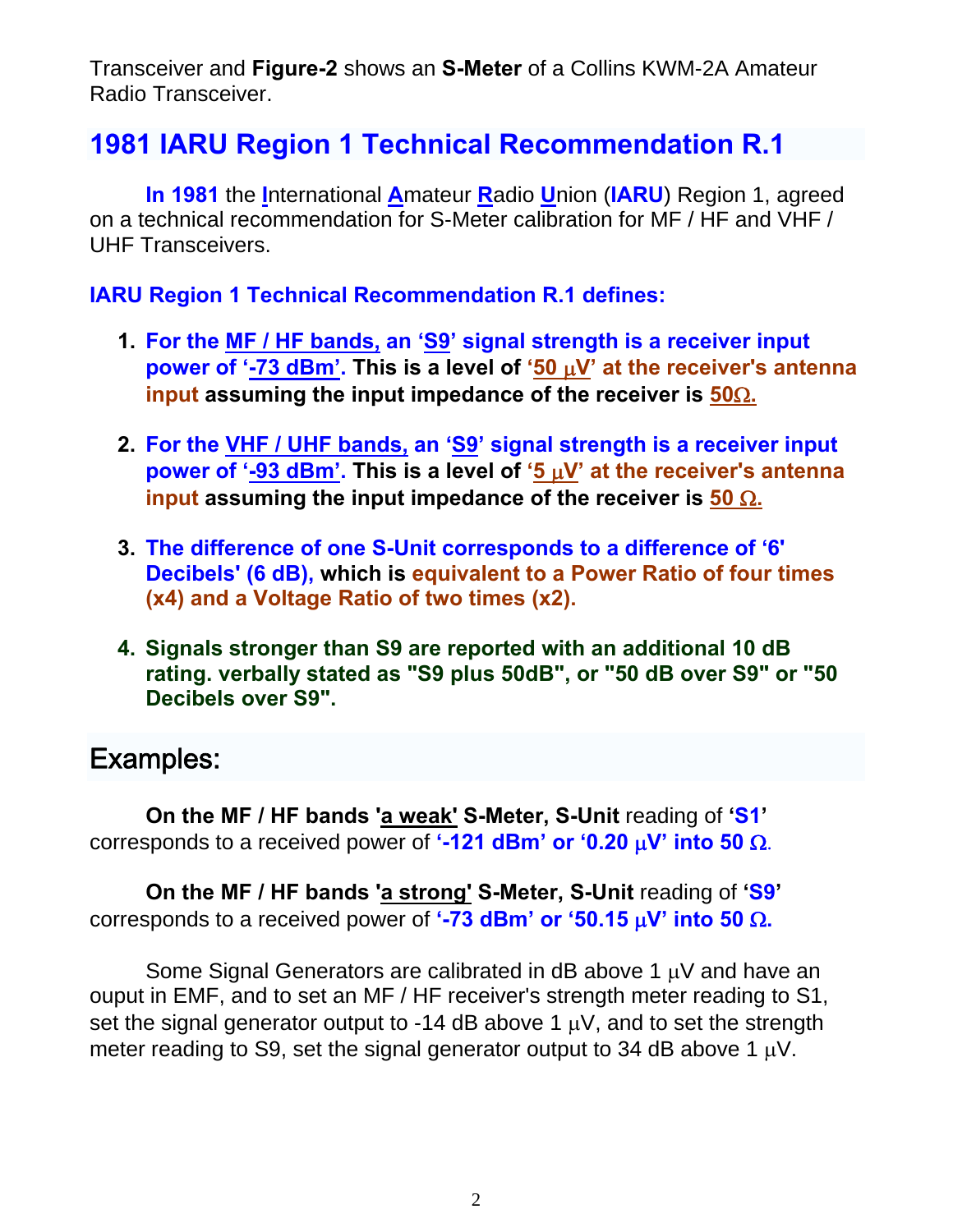Transceiver and **Figure-2** shows an **S-Meter** of a Collins KWM-2A Amateur Radio Transceiver.

## 1981 IARU Region 1 Technical Recommendation R.1

**In 1981** the **I**nternational **A**mateur **R**adio **U**nion (**IARU**) Region 1, agreed on a technical recommendation for S-Meter calibration for MF / HF and VHF / UHF Transceivers.

**IARU Region 1 Technical Recommendation R.1 defines:**

1. **For the MF / HF bands, an 'S9' signal strength is a receiver input power of '-73 dBm'. This is a level of '50 μV' at the receiver's antenna input assuming the input impedance of the receiver is 50Ω.**

2. **For the VHF / UHF bands, an 'S9' signal strength is a receiver input power of '-93 dBm'. This is a level of '5 μV' at the receiver's antenna input assuming the input impedance of the receiver is 50 Ω.**

3. **The difference of one S-Unit corresponds to a difference of '6' Decibels' (6 dB), which is equivalent to a Power Ratio of four times (x4) and a Voltage Ratio of two times (x2).**

4. **Signals stronger than S9 are reported with an additional 10 dB rating. verbally stated as "S9 plus 50dB", or "50 dB over S9" or "50 Decibels over S9".**

## Examples:

**On the MF / HF bands 'a weak' S-Meter, S-Unit** reading of **'S1'** corresponds to a received power of **'-121 dBm' or '0.20 μV' into 50 Ω**.

**On the MF / HF bands 'a strong' S-Meter, S-Unit** reading of **'S9'** corresponds to a received power of **'-73 dBm' or '50.15 μV' into 50 Ω.**

Some Signal Generators are calibrated in dB above 1 μV and have an ouput in EMF, and to set an MF / HF receiver's strength meter reading to S1, set the signal generator output to -14 dB above 1 μV, and to set the strength meter reading to S9, set the signal generator output to 34 dB above 1 μV.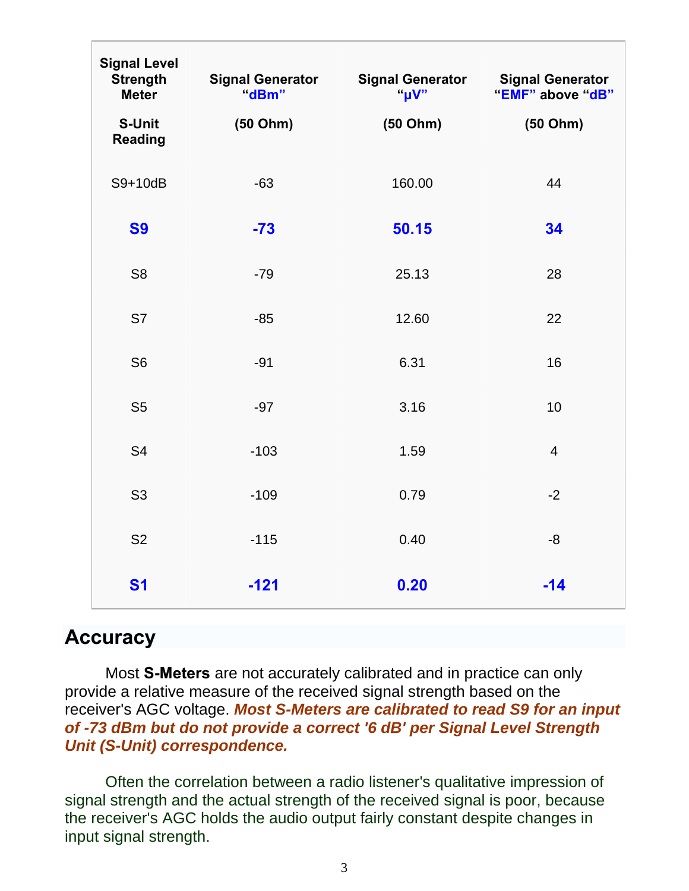| Signal Level Strength Meter S-Unit Reading | Signal Generator "dBm" (50 Ohm) | Signal Generator "µV" (50 Ohm) | Signal Generator "EMF" above "dB" (50 Ohm) |
|---|---|---|---|
| S9+10dB | -63 | 160.00 | 44 |
| **S9** | **-73** | **50.15** | **34** |
| S8 | -79 | 25.13 | 28 |
| S7 | -85 | 12.60 | 22 |
| S6 | -91 | 6.31 | 16 |
| S5 | -97 | 3.16 | 10 |
| S4 | -103 | 1.59 | 4 |
| S3 | -109 | 0.79 | -2 |
| S2 | -115 | 0.40 | -8 |
| **S1** | **-121** | **0.20** | **-14** |

## Accuracy

Most **S-Meters** are not accurately calibrated and in practice can only provide a relative measure of the received signal strength based on the receiver's AGC voltage. ***Most S-Meters are calibrated to read S9 for an input of -73 dBm but do not provide a correct '6 dB' per Signal Level Strength Unit (S-Unit) correspondence.***

Often the correlation between a radio listener's qualitative impression of signal strength and the actual strength of the received signal is poor, because the receiver's AGC holds the audio output fairly constant despite changes in input signal strength.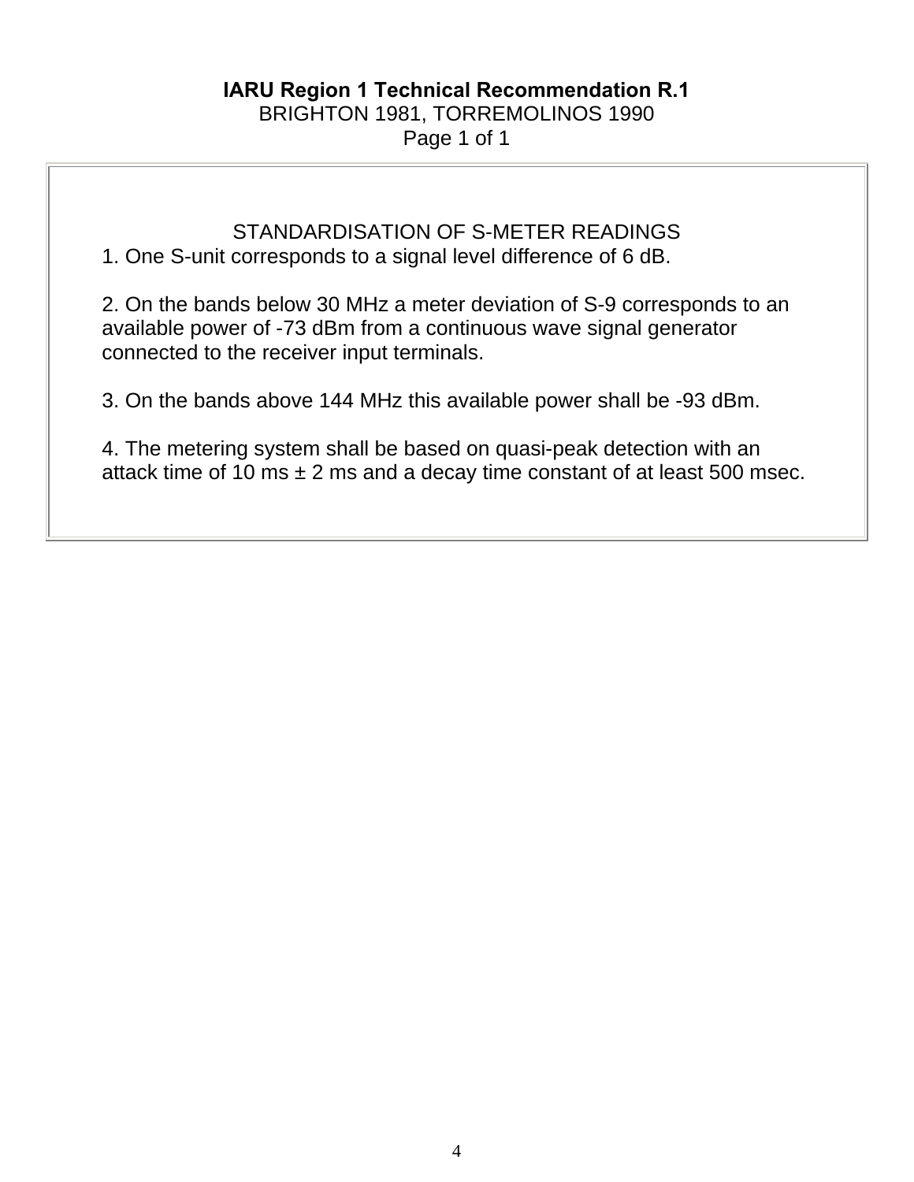# IARU Region 1 Technical Recommendation R.1

BRIGHTON 1981, TORREMOLINOS 1990

## STANDARDISATION OF S-METER READINGS

1. One S-unit corresponds to a signal level difference of 6 dB.

2. On the bands below 30 MHz a meter deviation of S-9 corresponds to an available power of -73 dBm from a continuous wave signal generator connected to the receiver input terminals.

3. On the bands above 144 MHz this available power shall be -93 dBm.

4. The metering system shall be based on quasi-peak detection with an attack time of 10 ms ± 2 ms and a decay time constant of at least 500 msec.